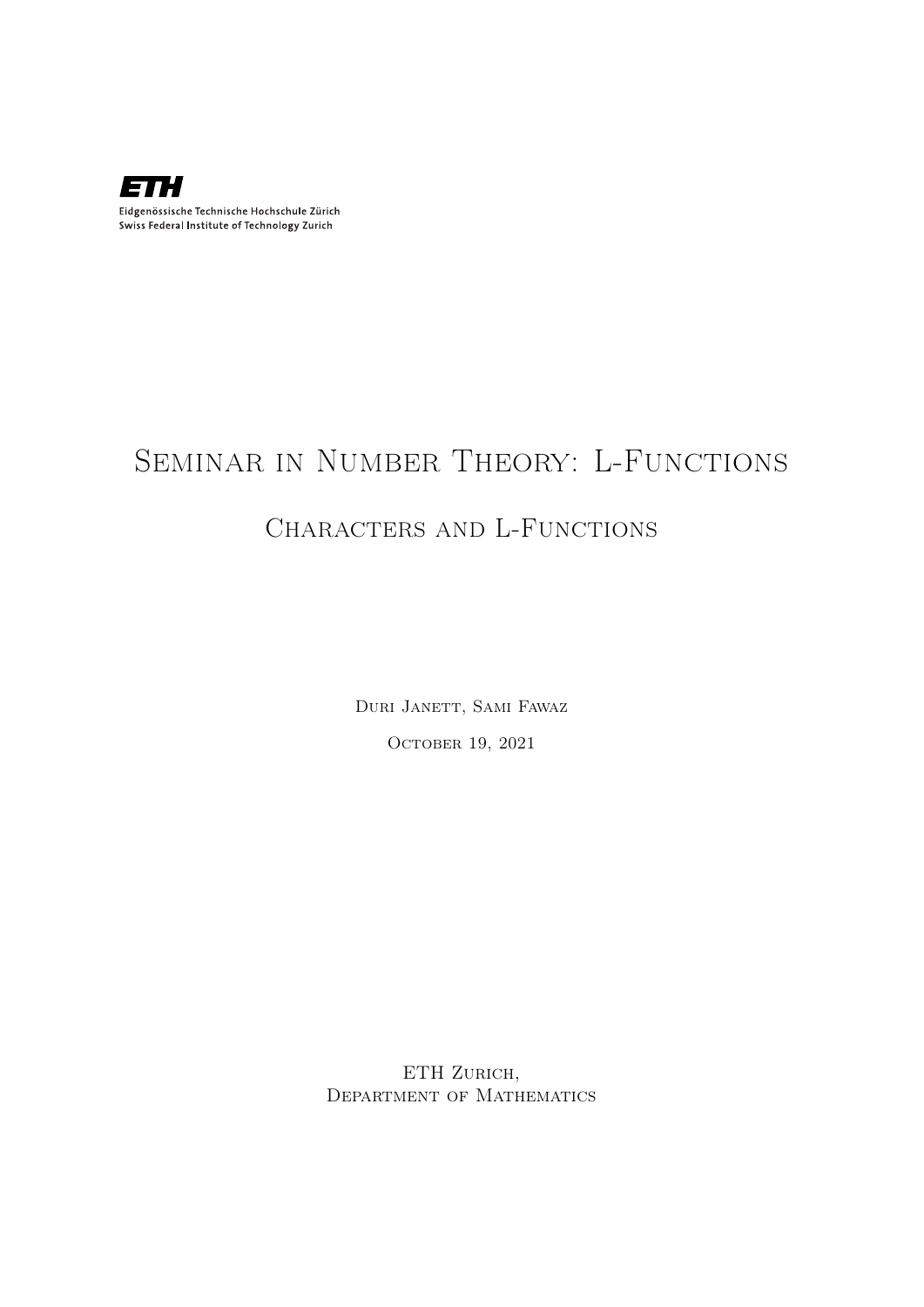ETH

Eidgenössische Technische Hochschule Zürich
Swiss Federal Institute of Technology Zurich

# Seminar in Number Theory: L-Functions

## Characters and L-Functions

Duri Janett, Sami Fawaz

October 19, 2021

ETH Zurich,
Department of Mathematics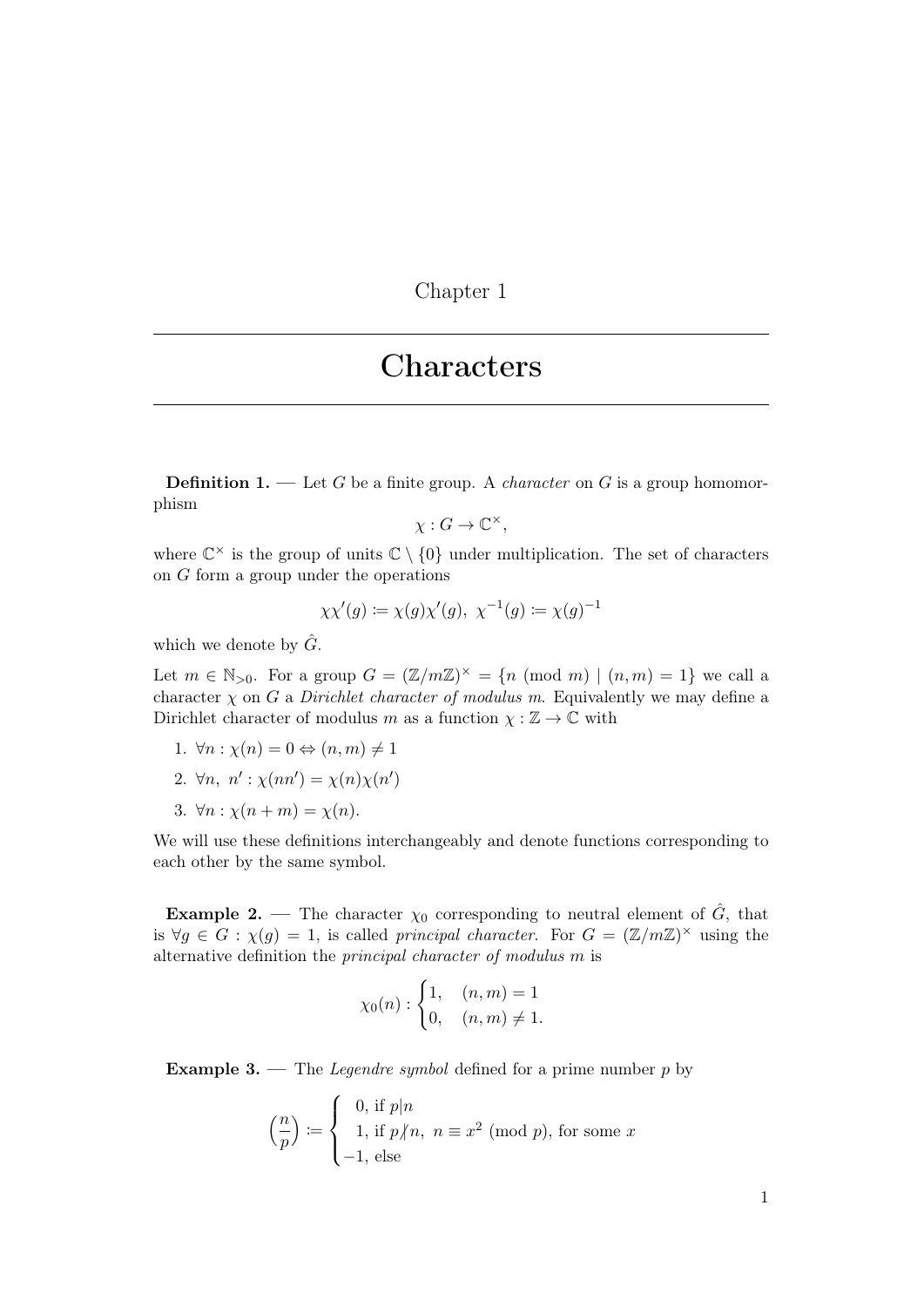Chapter 1

# Characters

**Definition 1.** — Let $G$ be a finite group. A *character* on $G$ is a group homomorphism

$$\chi : G \to \mathbb{C}^{\times},$$

where $\mathbb{C}^{\times}$ is the group of units $\mathbb{C} \setminus \{0\}$ under multiplication. The set of characters on $G$ form a group under the operations

$$\chi\chi'(g) := \chi(g)\chi'(g), \ \chi^{-1}(g) := \chi(g)^{-1}$$

which we denote by $\hat{G}$.

Let $m \in \mathbb{N}_{>0}$. For a group $G = (\mathbb{Z}/m\mathbb{Z})^{\times} = \{n \pmod{m} \mid (n,m) = 1\}$ we call a character $\chi$ on $G$ a *Dirichlet character of modulus $m$*. Equivalently we may define a Dirichlet character of modulus $m$ as a function $\chi : \mathbb{Z} \to \mathbb{C}$ with

1. $\forall n : \chi(n) = 0 \Leftrightarrow (n,m) \neq 1$
2. $\forall n, \ n' : \chi(nn') = \chi(n)\chi(n')$
3. $\forall n : \chi(n+m) = \chi(n)$.

We will use these definitions interchangeably and denote functions corresponding to each other by the same symbol.

**Example 2.** — The character $\chi_0$ corresponding to neutral element of $\hat{G}$, that is $\forall g \in G : \chi(g) = 1$, is called *principal character*. For $G = (\mathbb{Z}/m\mathbb{Z})^{\times}$ using the alternative definition the *principal character of modulus $m$* is

$$\chi_0(n) : \begin{cases} 1, & (n,m) = 1 \\ 0, & (n,m) \neq 1. \end{cases}$$

**Example 3.** — The *Legendre symbol* defined for a prime number $p$ by

$$\left(\frac{n}{p}\right) := \begin{cases} 0, \text{ if } p \mid n \\ 1, \text{ if } p \nmid n, \ n \equiv x^2 \pmod{p}, \text{ for some } x \\ -1, \text{ else} \end{cases}$$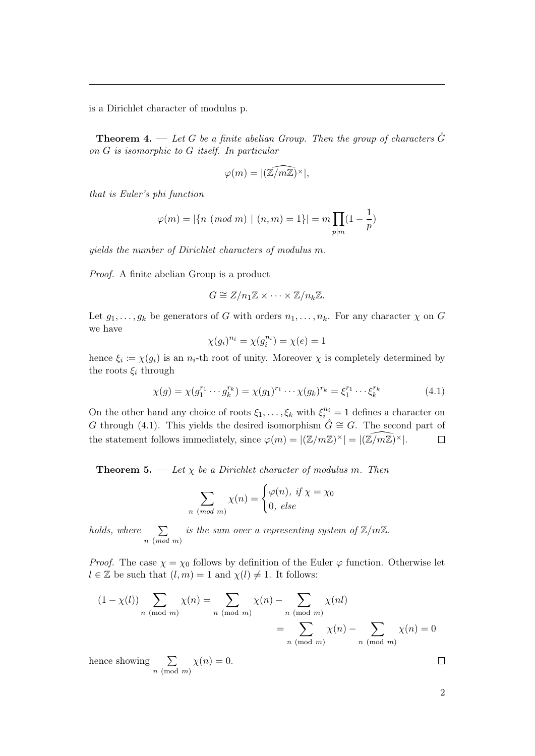is a Dirichlet character of modulus p.

**Theorem 4.** — *Let $G$ be a finite abelian Group. Then the group of characters $\hat{G}$ on $G$ is isomorphic to $G$ itself. In particular*

$$\varphi(m) = |\widehat{(\mathbb{Z}/m\mathbb{Z})^{\times}}|,$$

*that is Euler's phi function*

$$\varphi(m) = |\{n \ (mod \ m) \mid (n,m) = 1\}| = m \prod_{p|m} (1 - \frac{1}{p})$$

*yields the number of Dirichlet characters of modulus $m$.*

*Proof.* A finite abelian Group is a product

$$G \cong Z/n_1\mathbb{Z} \times \cdots \times \mathbb{Z}/n_k\mathbb{Z}.$$

Let $g_1, \dots, g_k$ be generators of $G$ with orders $n_1, \dots, n_k$. For any character $\chi$ on $G$ we have

$$\chi(g_i)^{n_i} = \chi(g_i^{n_i}) = \chi(e) = 1$$

hence $\xi_i := \chi(g_i)$ is an $n_i$-th root of unity. Moreover $\chi$ is completely determined by the roots $\xi_i$ through

$$\chi(g) = \chi(g_1^{r_1} \cdots g_k^{r_k}) = \chi(g_1)^{r_1} \cdots \chi(g_k)^{r_k} = \xi_1^{r_1} \cdots \xi_k^{r_k} \tag{4.1}$$

On the other hand any choice of roots $\xi_1, \dots, \xi_k$ with $\xi_i^{n_i} = 1$ defines a character on $G$ through (4.1). This yields the desired isomorphism $\hat{G} \cong G$. The second part of the statement follows immediately, since $\varphi(m) = |(\mathbb{Z}/m\mathbb{Z})^{\times}| = |\widehat{(\mathbb{Z}/m\mathbb{Z})^{\times}}|$. $\square$

**Theorem 5.** — *Let $\chi$ be a Dirichlet character of modulus $m$. Then*

$$\sum_{n \ (mod \ m)} \chi(n) = \begin{cases} \varphi(n), \ if \ \chi = \chi_0 \\ 0, \ else \end{cases}$$

*holds, where* $\sum_{n \ (mod \ m)}$ *is the sum over a representing system of $\mathbb{Z}/m\mathbb{Z}$.*

*Proof.* The case $\chi = \chi_0$ follows by definition of the Euler $\varphi$ function. Otherwise let $l \in \mathbb{Z}$ be such that $(l, m) = 1$ and $\chi(l) \neq 1$. It follows:

$$\begin{aligned}(1 - \chi(l)) \sum_{n \ (\text{mod} \ m)} \chi(n) &= \sum_{n \ (\text{mod} \ m)} \chi(n) - \sum_{n \ (\text{mod} \ m)} \chi(nl) \\ &= \sum_{n \ (\text{mod} \ m)} \chi(n) - \sum_{n \ (\text{mod} \ m)} \chi(n) = 0\end{aligned}$$

hence showing $\sum_{n \ (\text{mod} \ m)} \chi(n) = 0$. $\square$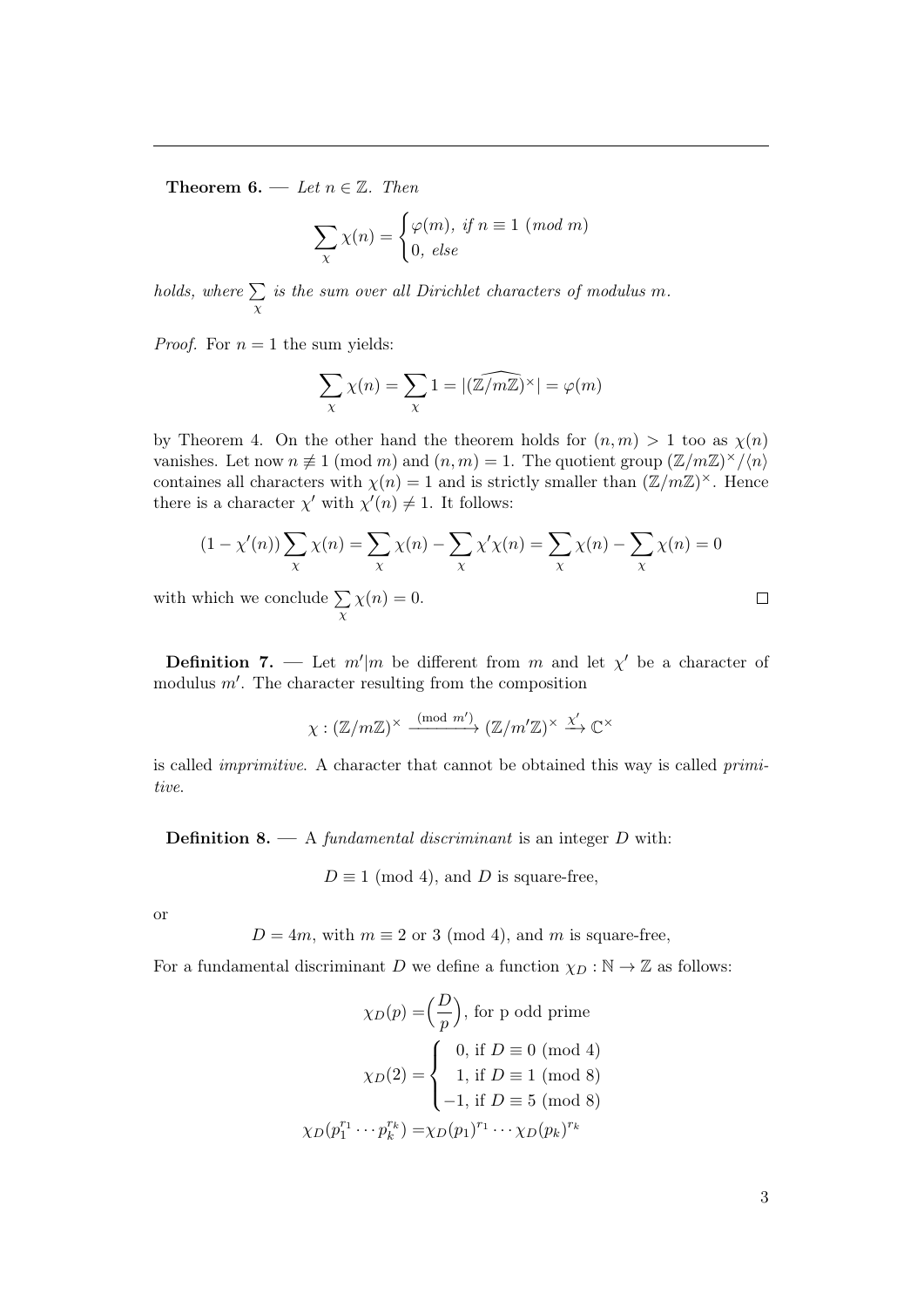**Theorem 6.** — *Let $n \in \mathbb{Z}$. Then*

$$\sum_{\chi} \chi(n) = \begin{cases} \varphi(m), \text{ if } n \equiv 1 \ (mod\ m) \\ 0, \text{ else} \end{cases}$$

*holds, where $\sum\limits_{\chi}$ is the sum over all Dirichlet characters of modulus $m$.*

*Proof.* For $n = 1$ the sum yields:

$$\sum_{\chi} \chi(n) = \sum_{\chi} 1 = |\widehat{(\mathbb{Z}/m\mathbb{Z})^{\times}}| = \varphi(m)$$

by Theorem 4. On the other hand the theorem holds for $(n, m) > 1$ too as $\chi(n)$ vanishes. Let now $n \not\equiv 1 \pmod m$ and $(n, m) = 1$. The quotient group $(\mathbb{Z}/m\mathbb{Z})^{\times}/\langle n \rangle$ containes all characters with $\chi(n) = 1$ and is strictly smaller than $(\mathbb{Z}/m\mathbb{Z})^{\times}$. Hence there is a character $\chi'$ with $\chi'(n) \neq 1$. It follows:

$$(1 - \chi'(n)) \sum_{\chi} \chi(n) = \sum_{\chi} \chi(n) - \sum_{\chi} \chi'\chi(n) = \sum_{\chi} \chi(n) - \sum_{\chi} \chi(n) = 0$$

with which we conclude $\sum\limits_{\chi} \chi(n) = 0$. $\square$

**Definition 7.** — Let $m'|m$ be different from $m$ and let $\chi'$ be a character of modulus $m'$. The character resulting from the composition

$$\chi : (\mathbb{Z}/m\mathbb{Z})^{\times} \xrightarrow{(\text{mod } m')} (\mathbb{Z}/m'\mathbb{Z})^{\times} \xrightarrow{\chi'} \mathbb{C}^{\times}$$

is called *imprimitive*. A character that cannot be obtained this way is called *primitive*.

**Definition 8.** — A *fundamental discriminant* is an integer $D$ with:

$$D \equiv 1 \pmod 4, \text{ and } D \text{ is square-free,}$$

or

$$D = 4m, \text{ with } m \equiv 2 \text{ or } 3 \pmod 4, \text{ and } m \text{ is square-free,}$$

For a fundamental discriminant $D$ we define a function $\chi_D : \mathbb{N} \to \mathbb{Z}$ as follows:

$$\chi_D(p) = \Big(\frac{D}{p}\Big), \text{ for p odd prime}$$

$$\chi_D(2) = \begin{cases} 0, \text{ if } D \equiv 0 \pmod 4 \\ 1, \text{ if } D \equiv 1 \pmod 8 \\ -1, \text{ if } D \equiv 5 \pmod 8 \end{cases}$$

$$\chi_D(p_1^{r_1} \cdots p_k^{r_k}) = \chi_D(p_1)^{r_1} \cdots \chi_D(p_k)^{r_k}$$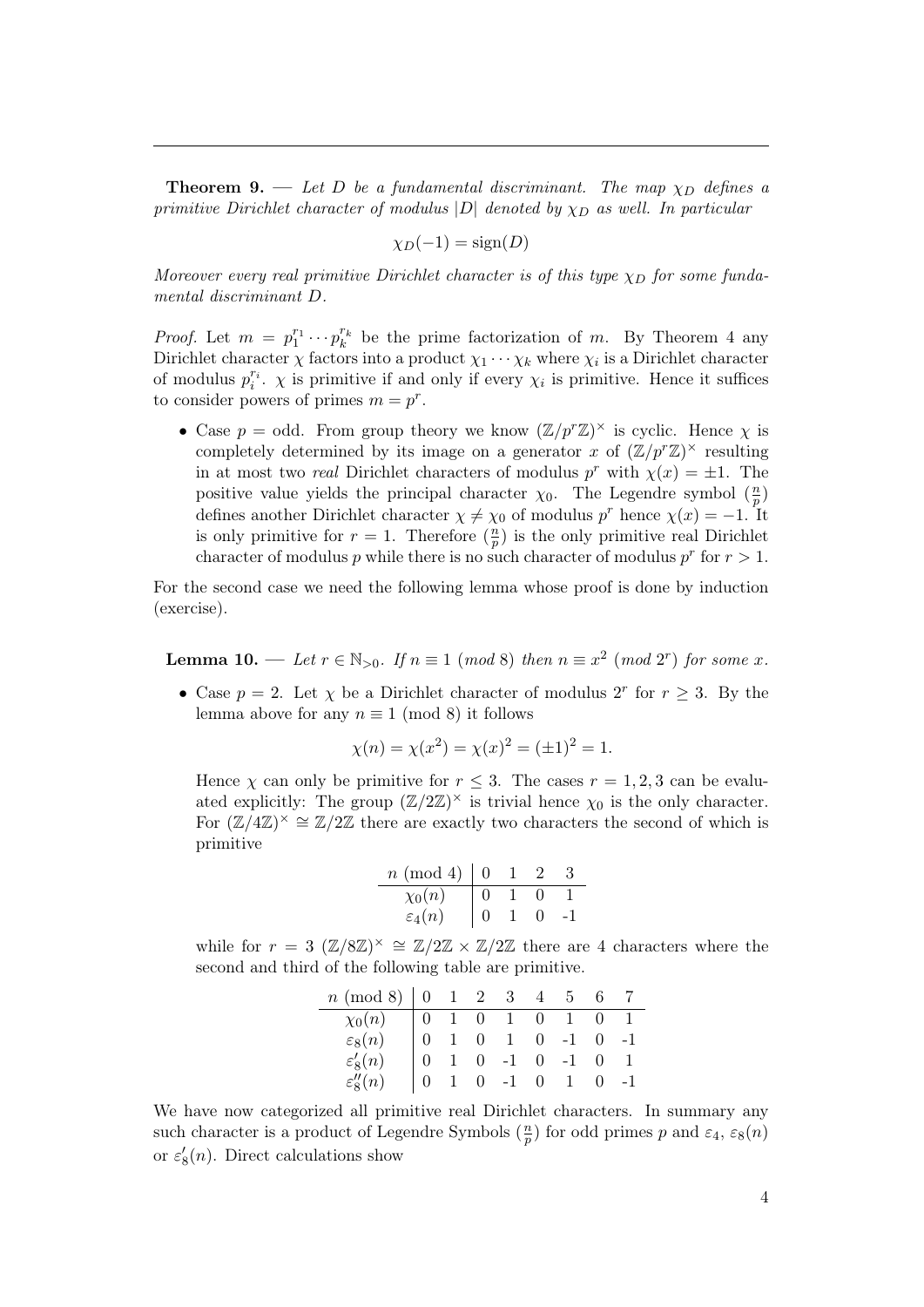**Theorem 9.** — *Let $D$ be a fundamental discriminant. The map $\chi_D$ defines a primitive Dirichlet character of modulus $|D|$ denoted by $\chi_D$ as well. In particular*

$$\chi_D(-1) = \text{sign}(D)$$

*Moreover every real primitive Dirichlet character is of this type $\chi_D$ for some fundamental discriminant $D$.*

*Proof.* Let $m = p_1^{r_1} \cdots p_k^{r_k}$ be the prime factorization of $m$. By Theorem 4 any Dirichlet character $\chi$ factors into a product $\chi_1 \cdots \chi_k$ where $\chi_i$ is a Dirichlet character of modulus $p_i^{r_i}$. $\chi$ is primitive if and only if every $\chi_i$ is primitive. Hence it suffices to consider powers of primes $m = p^r$.

- Case $p =$ odd. From group theory we know $(\mathbb{Z}/p^r\mathbb{Z})^\times$ is cyclic. Hence $\chi$ is completely determined by its image on a generator $x$ of $(\mathbb{Z}/p^r\mathbb{Z})^\times$ resulting in at most two *real* Dirichlet characters of modulus $p^r$ with $\chi(x) = \pm 1$. The positive value yields the principal character $\chi_0$. The Legendre symbol $(\frac{n}{p})$ defines another Dirichlet character $\chi \neq \chi_0$ of modulus $p^r$ hence $\chi(x) = -1$. It is only primitive for $r = 1$. Therefore $(\frac{n}{p})$ is the only primitive real Dirichlet character of modulus $p$ while there is no such character of modulus $p^r$ for $r > 1$.

For the second case we need the following lemma whose proof is done by induction (exercise).

**Lemma 10.** — *Let $r \in \mathbb{N}_{>0}$. If $n \equiv 1 \ (mod\ 8)$ then $n \equiv x^2 \ (mod\ 2^r)$ for some $x$.*

- Case $p = 2$. Let $\chi$ be a Dirichlet character of modulus $2^r$ for $r \geq 3$. By the lemma above for any $n \equiv 1 \pmod 8$ it follows

  $$\chi(n) = \chi(x^2) = \chi(x)^2 = (\pm 1)^2 = 1.$$

  Hence $\chi$ can only be primitive for $r \leq 3$. The cases $r = 1, 2, 3$ can be evaluated explicitly: The group $(\mathbb{Z}/2\mathbb{Z})^\times$ is trivial hence $\chi_0$ is the only character. For $(\mathbb{Z}/4\mathbb{Z})^\times \cong \mathbb{Z}/2\mathbb{Z}$ there are exactly two characters the second of which is primitive

| $n \pmod 4$ | 0 | 1 | 2 | 3 |
|---|---|---|---|---|
| $\chi_0(n)$ | 0 | 1 | 0 | 1 |
| $\varepsilon_4(n)$ | 0 | 1 | 0 | -1 |

  while for $r = 3$ $(\mathbb{Z}/8\mathbb{Z})^\times \cong \mathbb{Z}/2\mathbb{Z} \times \mathbb{Z}/2\mathbb{Z}$ there are 4 characters where the second and third of the following table are primitive.

| $n \pmod 8$ | 0 | 1 | 2 | 3 | 4 | 5 | 6 | 7 |
|---|---|---|---|---|---|---|---|---|
| $\chi_0(n)$ | 0 | 1 | 0 | 1 | 0 | 1 | 0 | 1 |
| $\varepsilon_8(n)$ | 0 | 1 | 0 | 1 | 0 | -1 | 0 | -1 |
| $\varepsilon_8'(n)$ | 0 | 1 | 0 | -1 | 0 | -1 | 0 | 1 |
| $\varepsilon_8''(n)$ | 0 | 1 | 0 | -1 | 0 | 1 | 0 | -1 |

We have now categorized all primitive real Dirichlet characters. In summary any such character is a product of Legendre Symbols $(\frac{n}{p})$ for odd primes $p$ and $\varepsilon_4$, $\varepsilon_8(n)$ or $\varepsilon_8'(n)$. Direct calculations show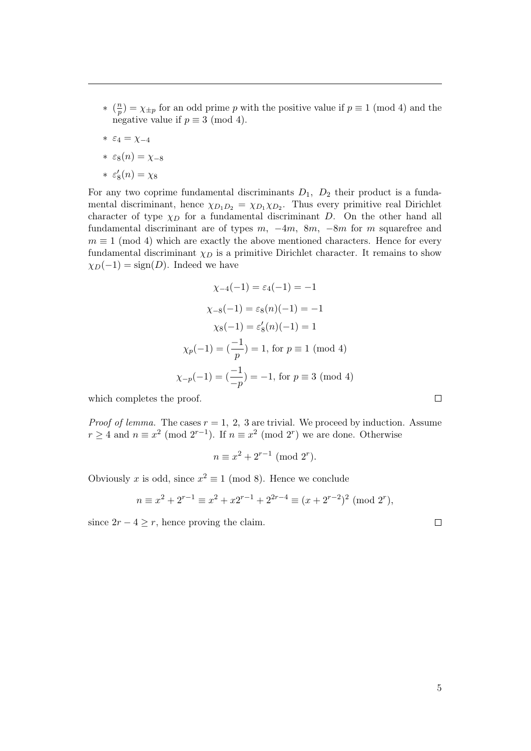* $(\frac{n}{p}) = \chi_{\pm p}$ for an odd prime $p$ with the positive value if $p \equiv 1 \pmod 4$ and the negative value if $p \equiv 3 \pmod 4$.
* $\varepsilon_4 = \chi_{-4}$
* $\varepsilon_8(n) = \chi_{-8}$
* $\varepsilon_8'(n) = \chi_8$

For any two coprime fundamental discriminants $D_1$, $D_2$ their product is a fundamental discriminant, hence $\chi_{D_1 D_2} = \chi_{D_1}\chi_{D_2}$. Thus every primitive real Dirichlet character of type $\chi_D$ for a fundamental discriminant $D$. On the other hand all fundamental discriminant are of types $m$, $-4m$, $8m$, $-8m$ for $m$ squarefree and $m \equiv 1 \pmod 4$ which are exactly the above mentioned characters. Hence for every fundamental discriminant $\chi_D$ is a primitive Dirichlet character. It remains to show $\chi_D(-1) = \text{sign}(D)$. Indeed we have

$$\chi_{-4}(-1) = \varepsilon_4(-1) = -1$$

$$\chi_{-8}(-1) = \varepsilon_8(n)(-1) = -1$$

$$\chi_8(-1) = \varepsilon_8'(n)(-1) = 1$$

$$\chi_p(-1) = (\frac{-1}{p}) = 1, \text{ for } p \equiv 1 \pmod 4$$

$$\chi_{-p}(-1) = (\frac{-1}{-p}) = -1, \text{ for } p \equiv 3 \pmod 4$$

which completes the proof. □

*Proof of lemma.* The cases $r = 1,\ 2,\ 3$ are trivial. We proceed by induction. Assume $r \geq 4$ and $n \equiv x^2 \pmod{2^{r-1}}$. If $n \equiv x^2 \pmod{2^r}$ we are done. Otherwise

$$n \equiv x^2 + 2^{r-1} \pmod{2^r}.$$

Obviously $x$ is odd, since $x^2 \equiv 1 \pmod 8$. Hence we conclude

$$n \equiv x^2 + 2^{r-1} \equiv x^2 + x2^{r-1} + 2^{2r-4} \equiv (x + 2^{r-2})^2 \pmod{2^r},$$

since $2r - 4 \geq r$, hence proving the claim. □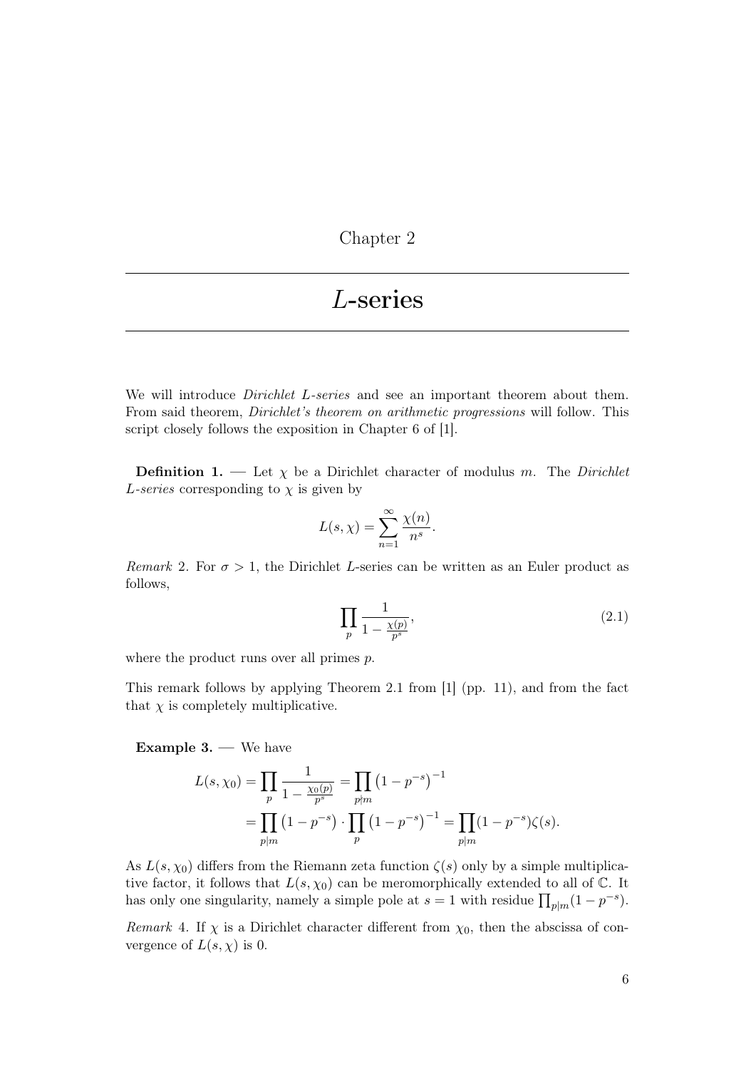Chapter 2

# $L$-series

We will introduce *Dirichlet L-series* and see an important theorem about them. From said theorem, *Dirichlet's theorem on arithmetic progressions* will follow. This script closely follows the exposition in Chapter 6 of [1].

**Definition 1.** — Let $\chi$ be a Dirichlet character of modulus $m$. The *Dirichlet L-series* corresponding to $\chi$ is given by

$$L(s, \chi) = \sum_{n=1}^{\infty} \frac{\chi(n)}{n^s}.$$

*Remark* 2. For $\sigma > 1$, the Dirichlet $L$-series can be written as an Euler product as follows,

$$\prod_p \frac{1}{1 - \frac{\chi(p)}{p^s}}, \tag{2.1}$$

where the product runs over all primes $p$.

This remark follows by applying Theorem 2.1 from [1] (pp. 11), and from the fact that $\chi$ is completely multiplicative.

**Example 3.** — We have

$$\begin{aligned} L(s, \chi_0) &= \prod_p \frac{1}{1 - \frac{\chi_0(p)}{p^s}} = \prod_{p \nmid m} \left(1 - p^{-s}\right)^{-1} \\ &= \prod_{p \mid m} \left(1 - p^{-s}\right) \cdot \prod_p \left(1 - p^{-s}\right)^{-1} = \prod_{p \mid m} (1 - p^{-s}) \zeta(s). \end{aligned}$$

As $L(s, \chi_0)$ differs from the Riemann zeta function $\zeta(s)$ only by a simple multiplicative factor, it follows that $L(s, \chi_0)$ can be meromorphically extended to all of $\mathbb{C}$. It has only one singularity, namely a simple pole at $s = 1$ with residue $\prod_{p \mid m}(1 - p^{-s})$.

*Remark* 4. If $\chi$ is a Dirichlet character different from $\chi_0$, then the abscissa of convergence of $L(s, \chi)$ is 0.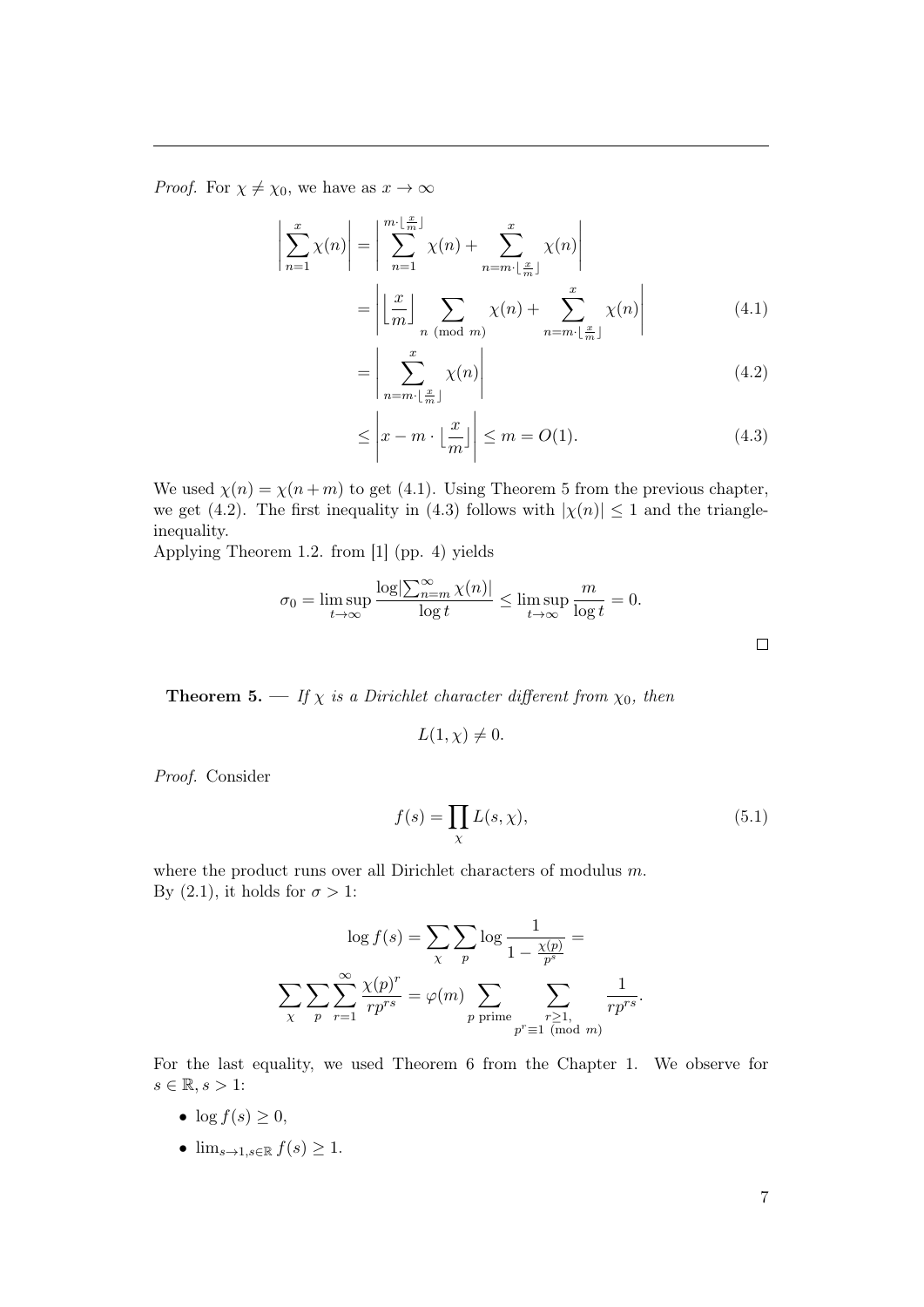*Proof.* For $\chi \neq \chi_0$, we have as $x \to \infty$

$$\left|\sum_{n=1}^{x} \chi(n)\right| = \left|\sum_{n=1}^{m\cdot\lfloor\frac{x}{m}\rfloor} \chi(n) + \sum_{n=m\cdot\lfloor\frac{x}{m}\rfloor}^{x} \chi(n)\right|$$

$$= \left|\left\lfloor\frac{x}{m}\right\rfloor \sum_{n \pmod m} \chi(n) + \sum_{n=m\cdot\lfloor\frac{x}{m}\rfloor}^{x} \chi(n)\right| \tag{4.1}$$

$$= \left|\sum_{n=m\cdot\lfloor\frac{x}{m}\rfloor}^{x} \chi(n)\right| \tag{4.2}$$

$$\leq \left|x - m \cdot \lfloor\frac{x}{m}\rfloor\right| \leq m = O(1). \tag{4.3}$$

We used $\chi(n) = \chi(n+m)$ to get (4.1). Using Theorem 5 from the previous chapter, we get (4.2). The first inequality in (4.3) follows with $|\chi(n)| \leq 1$ and the triangle-inequality.
Applying Theorem 1.2. from [1] (pp. 4) yields

$$\sigma_0 = \limsup_{t\to\infty} \frac{\log|\sum_{n=m}^{\infty} \chi(n)|}{\log t} \leq \limsup_{t\to\infty} \frac{m}{\log t} = 0.$$

□

**Theorem 5.** — *If $\chi$ is a Dirichlet character different from $\chi_0$, then*

$$L(1, \chi) \neq 0.$$

*Proof.* Consider

$$f(s) = \prod_{\chi} L(s, \chi), \tag{5.1}$$

where the product runs over all Dirichlet characters of modulus $m$.
By (2.1), it holds for $\sigma > 1$:

$$\log f(s) = \sum_{\chi} \sum_{p} \log \frac{1}{1 - \frac{\chi(p)}{p^s}} =$$

$$\sum_{\chi} \sum_{p} \sum_{r=1}^{\infty} \frac{\chi(p)^r}{rp^{rs}} = \varphi(m) \sum_{p \text{ prime}} \sum_{\substack{r\geq 1, \\ p^r\equiv 1 \pmod m}} \frac{1}{rp^{rs}}.$$

For the last equality, we used Theorem 6 from the Chapter 1. We observe for $s \in \mathbb{R}, s > 1$:

- $\log f(s) \geq 0$,
- $\lim_{s\to 1, s\in\mathbb{R}} f(s) \geq 1$.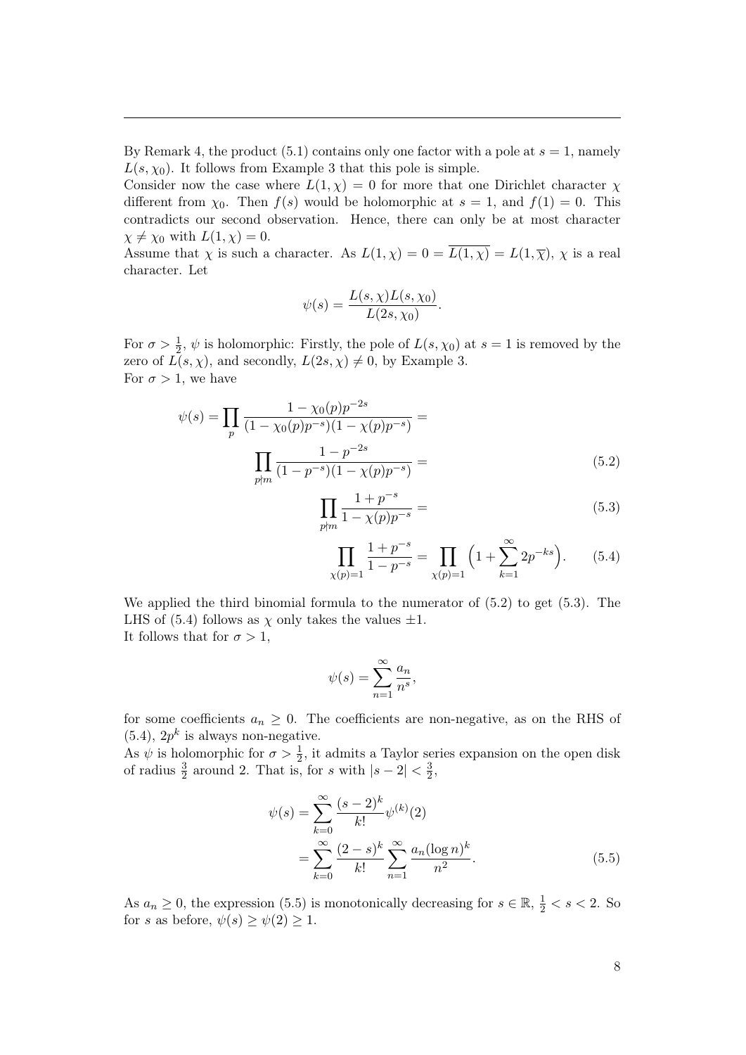By Remark 4, the product (5.1) contains only one factor with a pole at $s = 1$, namely $L(s, \chi_0)$. It follows from Example 3 that this pole is simple.
Consider now the case where $L(1, \chi) = 0$ for more that one Dirichlet character $\chi$ different from $\chi_0$. Then $f(s)$ would be holomorphic at $s = 1$, and $f(1) = 0$. This contradicts our second observation. Hence, there can only be at most character $\chi \neq \chi_0$ with $L(1, \chi) = 0$.
Assume that $\chi$ is such a character. As $L(1, \chi) = 0 = \overline{L(1, \chi)} = L(1, \overline{\chi})$, $\chi$ is a real character. Let

$$\psi(s) = \frac{L(s, \chi)L(s, \chi_0)}{L(2s, \chi_0)}.$$

For $\sigma > \frac{1}{2}$, $\psi$ is holomorphic: Firstly, the pole of $L(s, \chi_0)$ at $s = 1$ is removed by the zero of $L(s, \chi)$, and secondly, $L(2s, \chi) \neq 0$, by Example 3.
For $\sigma > 1$, we have

$$\begin{aligned}
\psi(s) = \prod_p \frac{1 - \chi_0(p)p^{-2s}}{(1 - \chi_0(p)p^{-s})(1 - \chi(p)p^{-s})} &= \\
\prod_{p \nmid m} \frac{1 - p^{-2s}}{(1 - p^{-s})(1 - \chi(p)p^{-s})} &= \qquad (5.2) \\
\prod_{p \nmid m} \frac{1 + p^{-s}}{1 - \chi(p)p^{-s}} &= \qquad (5.3) \\
\prod_{\chi(p)=1} \frac{1 + p^{-s}}{1 - p^{-s}} = \prod_{\chi(p)=1} \Big(1 + \sum_{k=1}^{\infty} 2p^{-ks}\Big)&. \qquad (5.4)
\end{aligned}$$

We applied the third binomial formula to the numerator of (5.2) to get (5.3). The LHS of (5.4) follows as $\chi$ only takes the values $\pm 1$.
It follows that for $\sigma > 1$,

$$\psi(s) = \sum_{n=1}^{\infty} \frac{a_n}{n^s},$$

for some coefficients $a_n \geq 0$. The coefficients are non-negative, as on the RHS of (5.4), $2p^k$ is always non-negative.
As $\psi$ is holomorphic for $\sigma > \frac{1}{2}$, it admits a Taylor series expansion on the open disk of radius $\frac{3}{2}$ around 2. That is, for $s$ with $|s - 2| < \frac{3}{2}$,

$$\begin{aligned}
\psi(s) &= \sum_{k=0}^{\infty} \frac{(s-2)^k}{k!} \psi^{(k)}(2) \\
&= \sum_{k=0}^{\infty} \frac{(2-s)^k}{k!} \sum_{n=1}^{\infty} \frac{a_n (\log n)^k}{n^2}. \qquad (5.5)
\end{aligned}$$

As $a_n \geq 0$, the expression (5.5) is monotonically decreasing for $s \in \mathbb{R}$, $\frac{1}{2} < s < 2$. So for $s$ as before, $\psi(s) \geq \psi(2) \geq 1$.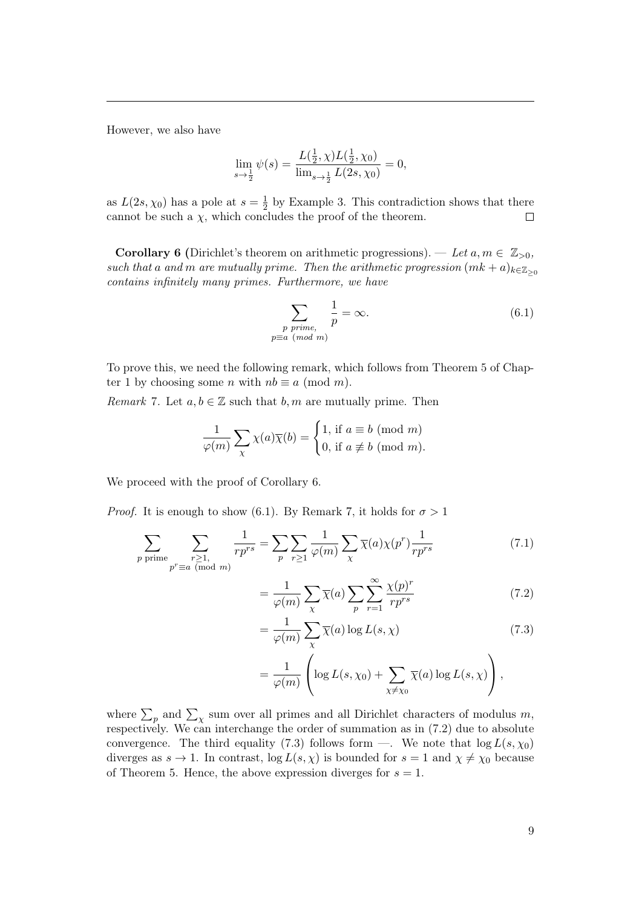However, we also have

$$\lim_{s\to\frac{1}{2}} \psi(s) = \frac{L(\frac{1}{2},\chi)L(\frac{1}{2},\chi_0)}{\lim_{s\to\frac{1}{2}} L(2s,\chi_0)} = 0,$$

as $L(2s,\chi_0)$ has a pole at $s = \frac{1}{2}$ by Example 3. This contradiction shows that there cannot be such a $\chi$, which concludes the proof of the theorem. $\square$

**Corollary 6** (Dirichlet's theorem on arithmetic progressions). — *Let $a, m \in \mathbb{Z}_{>0}$, such that $a$ and $m$ are mutually prime. Then the arithmetic progression $(mk+a)_{k\in\mathbb{Z}_{\geq 0}}$ contains infinitely many primes. Furthermore, we have*

$$\sum_{\substack{p \text{ prime,} \\ p\equiv a \pmod m}} \frac{1}{p} = \infty. \tag{6.1}$$

To prove this, we need the following remark, which follows from Theorem 5 of Chapter 1 by choosing some $n$ with $nb \equiv a \pmod m$.

*Remark* 7. Let $a, b \in \mathbb{Z}$ such that $b, m$ are mutually prime. Then

$$\frac{1}{\varphi(m)} \sum_{\chi} \chi(a)\overline{\chi}(b) = \begin{cases} 1, \text{ if } a \equiv b \pmod m \\ 0, \text{ if } a \not\equiv b \pmod m. \end{cases}$$

We proceed with the proof of Corollary 6.

*Proof.* It is enough to show (6.1). By Remark 7, it holds for $\sigma > 1$

$$\sum_{p \text{ prime}} \sum_{\substack{r\geq 1, \\ p^r\equiv a \pmod m}} \frac{1}{rp^{rs}} = \sum_p \sum_{r\geq 1} \frac{1}{\varphi(m)} \sum_{\chi} \overline{\chi}(a)\chi(p^r)\frac{1}{rp^{rs}} \tag{7.1}$$

$$= \frac{1}{\varphi(m)} \sum_{\chi} \overline{\chi}(a) \sum_p \sum_{r=1}^{\infty} \frac{\chi(p)^r}{rp^{rs}} \tag{7.2}$$

$$= \frac{1}{\varphi(m)} \sum_{\chi} \overline{\chi}(a) \log L(s,\chi) \tag{7.3}$$

$$= \frac{1}{\varphi(m)} \left( \log L(s,\chi_0) + \sum_{\chi\neq\chi_0} \overline{\chi}(a) \log L(s,\chi) \right),$$

where $\sum_p$ and $\sum_\chi$ sum over all primes and all Dirichlet characters of modulus $m$, respectively. We can interchange the order of summation as in (7.2) due to absolute convergence. The third equality (7.3) follows form —. We note that $\log L(s,\chi_0)$ diverges as $s \to 1$. In contrast, $\log L(s,\chi)$ is bounded for $s = 1$ and $\chi \neq \chi_0$ because of Theorem 5. Hence, the above expression diverges for $s = 1$.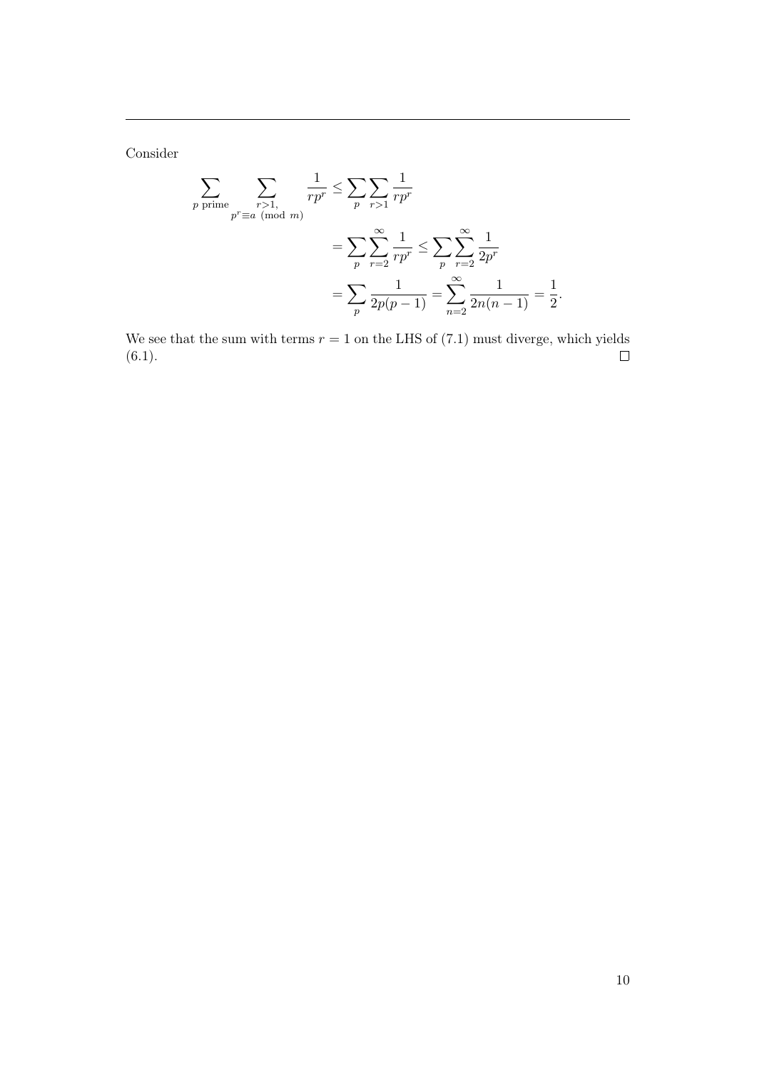---

Consider

$$
\begin{aligned}
\sum_{p \text{ prime}} \sum_{\substack{r>1, \\ p^r \equiv a \pmod{m}}} \frac{1}{rp^r} &\leq \sum_{p} \sum_{r>1} \frac{1}{rp^r} \\
&= \sum_{p} \sum_{r=2}^{\infty} \frac{1}{rp^r} \leq \sum_{p} \sum_{r=2}^{\infty} \frac{1}{2p^r} \\
&= \sum_{p} \frac{1}{2p(p-1)} = \sum_{n=2}^{\infty} \frac{1}{2n(n-1)} = \frac{1}{2}.
\end{aligned}
$$

We see that the sum with terms $r = 1$ on the LHS of (7.1) must diverge, which yields (6.1). $\square$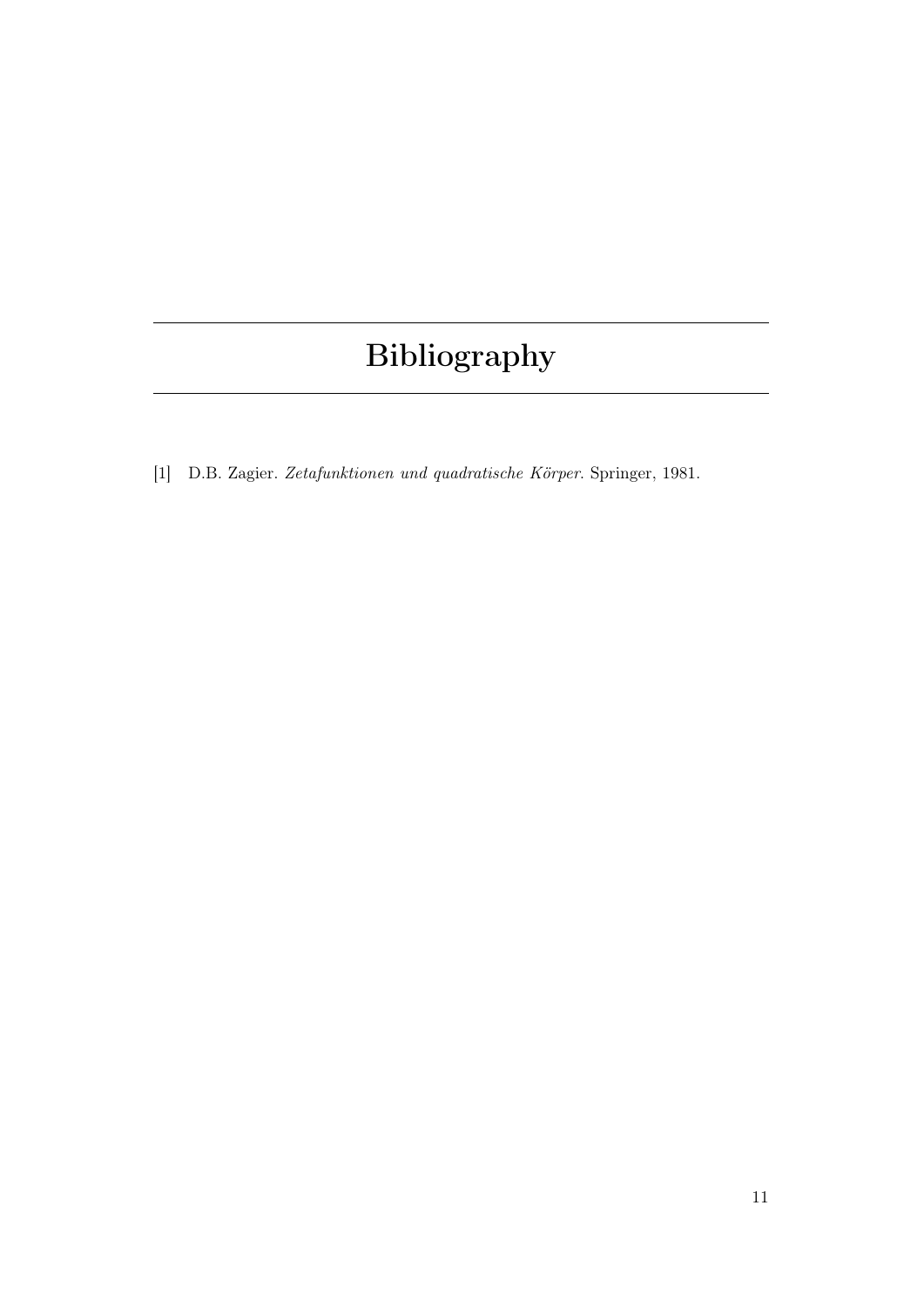# Bibliography

[1] D.B. Zagier. *Zetafunktionen und quadratische Körper*. Springer, 1981.